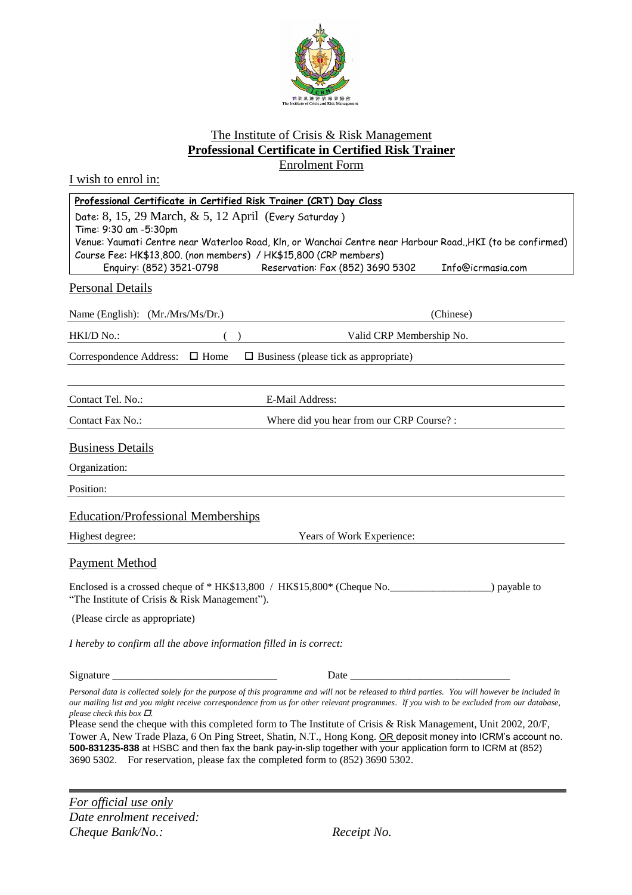The Institute of Crisis & Risk Management

# Professional Certificate in Certified Risk Trainer

Enrolment Form

I wish to enrol in:

**Professional Certificate in Certified Risk Trainer (CRT) Day Class**

Date: 8, 15, 29 March, & 5, 12 April (Every Saturday)
Time: 9:30 am -5:30pm
Venue: Yaumati Centre near Waterloo Road, Kln, or Wanchai Centre near Harbour Road.,HKI (to be confirmed)
Course Fee: HK$13,800. (non members) / HK$15,800 (CRP members)
Enquiry: (852) 3521-0798 Reservation: Fax (852) 3690 5302 Info@icrmasia.com

## Personal Details

Name (English): (Mr./Mrs/Ms/Dr.) (Chinese)

HKID/D No.: ( ) Valid CRP Membership No.

Correspondence Address: ☐ Home ☐ Business (please tick as appropriate)

Contact Tel. No.: E-Mail Address:

Contact Fax No.: Where did you hear from our CRP Course? :

## Business Details

Organization:

Position:

## Education/Professional Memberships

Highest degree: Years of Work Experience:

## Payment Method

Enclosed is a crossed cheque of * HK$13,800 / HK$15,800* (Cheque No.__________________) payable to "The Institute of Crisis & Risk Management").

(Please circle as appropriate)

*I hereby to confirm all the above information filled in is correct:*

Signature ______________________________ Date ____________________________

*Personal data is collected solely for the purpose of this programme and will not be released to third parties. You will however be included in our mailing list and you might receive correspondence from us for other relevant programmes. If you wish to be excluded from our database, please check this box ☐.*

Please send the cheque with this completed form to The Institute of Crisis & Risk Management, Unit 2002, 20/F, Tower A, New Trade Plaza, 6 On Ping Street, Shatin, N.T., Hong Kong. OR deposit money into ICRM's account no. **500-831235-838** at HSBC and then fax the bank pay-in-slip together with your application form to ICRM at (852) 3690 5302. For reservation, please fax the completed form to (852) 3690 5302.

---

*For official use only*
*Date enrolment received:*
*Cheque Bank/No.:* *Receipt No.*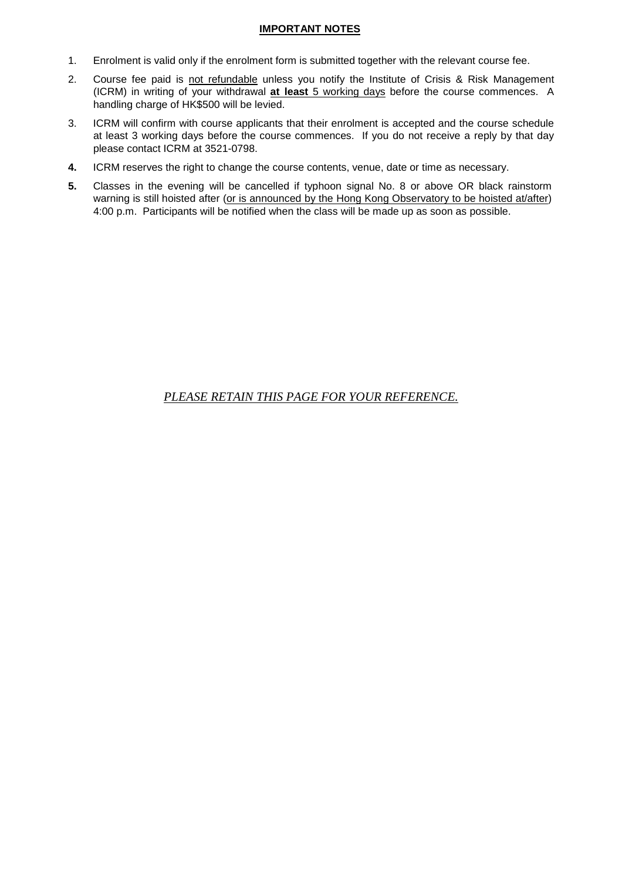**IMPORTANT NOTES**

1. Enrolment is valid only if the enrolment form is submitted together with the relevant course fee.
2. Course fee paid is not refundable unless you notify the Institute of Crisis & Risk Management (ICRM) in writing of your withdrawal **at least** 5 working days before the course commences. A handling charge of HK$500 will be levied.
3. ICRM will confirm with course applicants that their enrolment is accepted and the course schedule at least 3 working days before the course commences. If you do not receive a reply by that day please contact ICRM at 3521-0798.
4. ICRM reserves the right to change the course contents, venue, date or time as necessary.
5. Classes in the evening will be cancelled if typhoon signal No. 8 or above OR black rainstorm warning is still hoisted after (or is announced by the Hong Kong Observatory to be hoisted at/after) 4:00 p.m. Participants will be notified when the class will be made up as soon as possible.

*PLEASE RETAIN THIS PAGE FOR YOUR REFERENCE.*